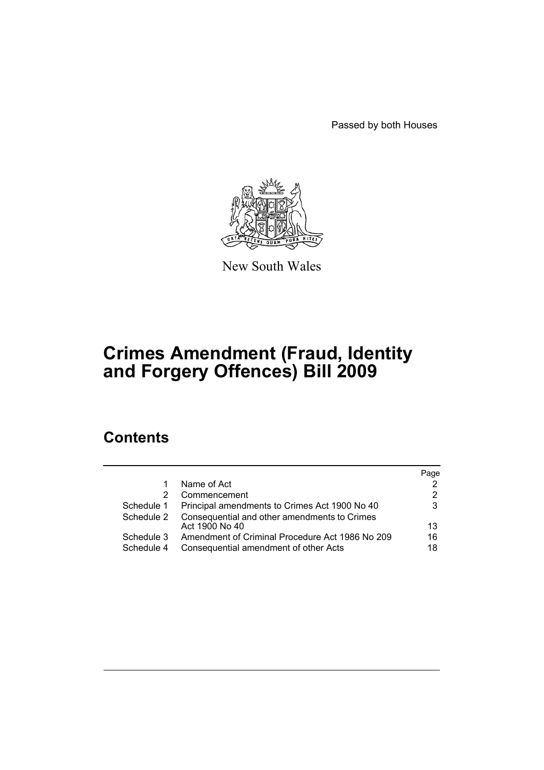Passed by both Houses

New South Wales

# Crimes Amendment (Fraud, Identity and Forgery Offences) Bill 2009

## Contents

| | | Page |
|---|---|---|
| 1 | Name of Act | 2 |
| 2 | Commencement | 2 |
| Schedule 1 | Principal amendments to Crimes Act 1900 No 40 | 3 |
| Schedule 2 | Consequential and other amendments to Crimes Act 1900 No 40 | 13 |
| Schedule 3 | Amendment of Criminal Procedure Act 1986 No 209 | 16 |
| Schedule 4 | Consequential amendment of other Acts | 18 |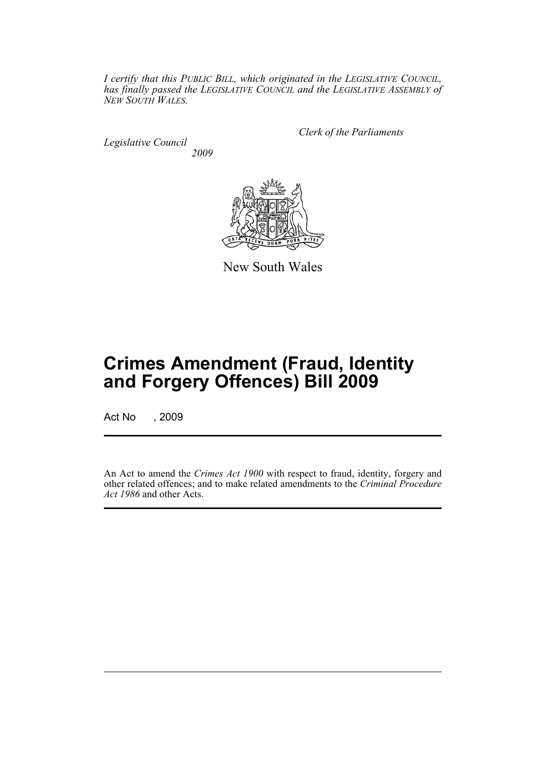*I certify that this PUBLIC BILL, which originated in the LEGISLATIVE COUNCIL, has finally passed the LEGISLATIVE COUNCIL and the LEGISLATIVE ASSEMBLY of NEW SOUTH WALES.*

*Clerk of the Parliaments*

*Legislative Council*
*2009*

New South Wales

# Crimes Amendment (Fraud, Identity and Forgery Offences) Bill 2009

Act No , 2009

An Act to amend the *Crimes Act 1900* with respect to fraud, identity, forgery and other related offences; and to make related amendments to the *Criminal Procedure Act 1986* and other Acts.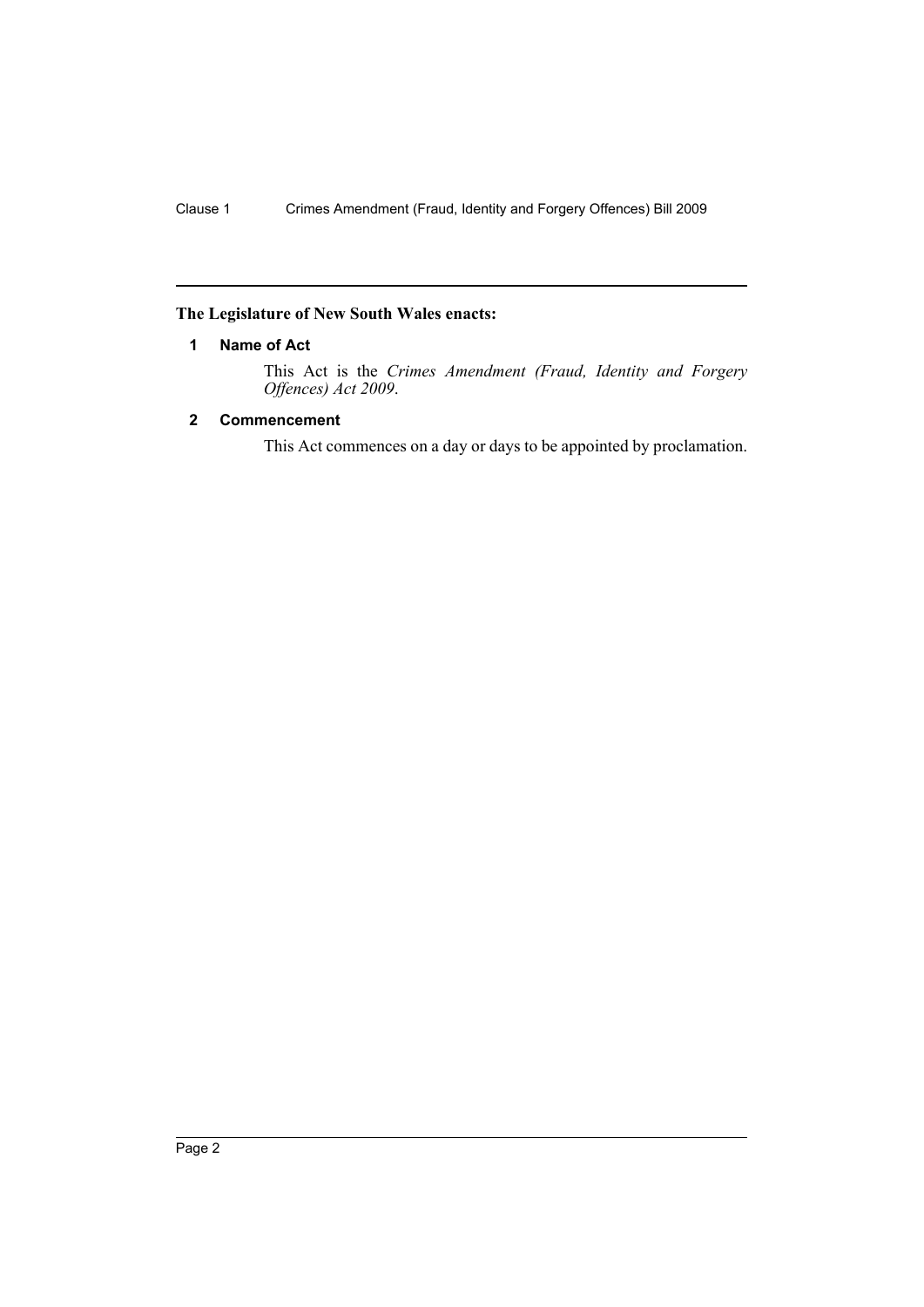**The Legislature of New South Wales enacts:**

## 1 Name of Act

This Act is the *Crimes Amendment (Fraud, Identity and Forgery Offences) Act 2009*.

## 2 Commencement

This Act commences on a day or days to be appointed by proclamation.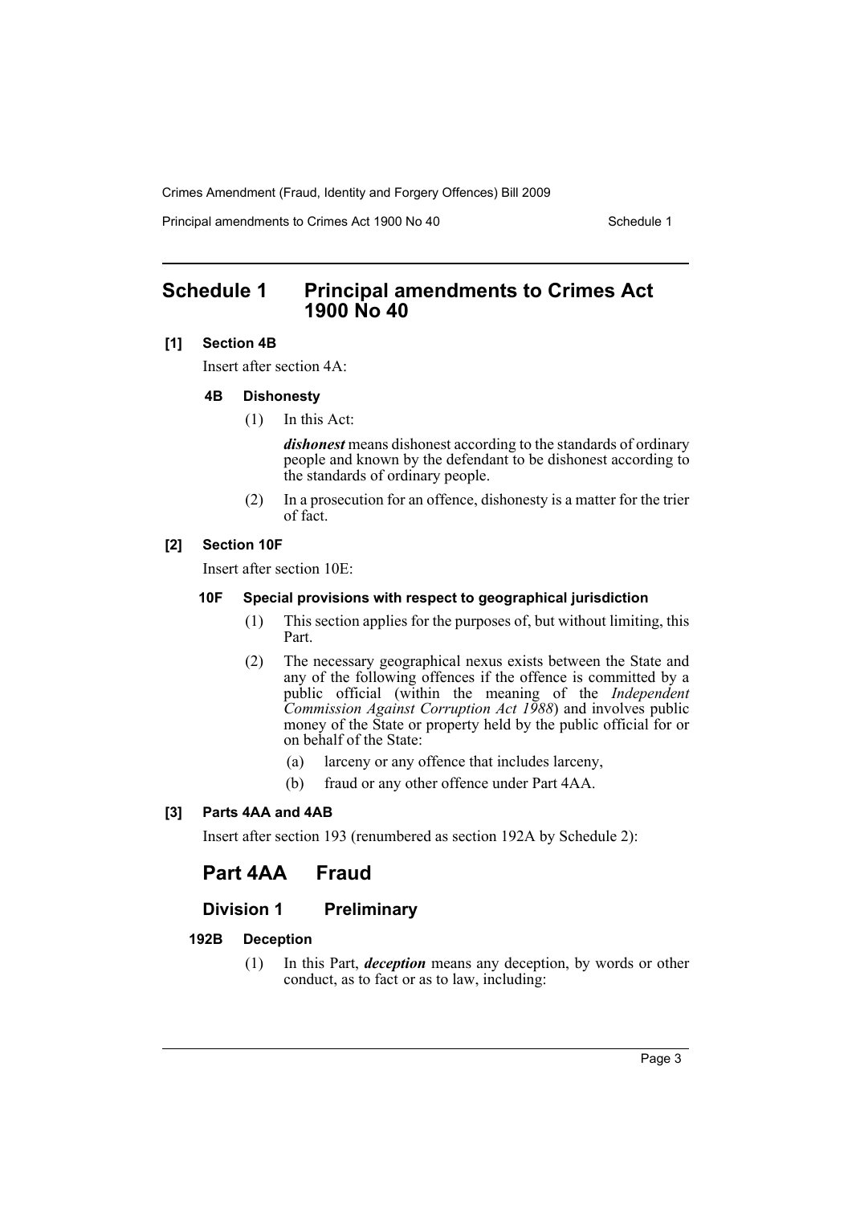# Schedule 1 Principal amendments to Crimes Act 1900 No 40

**[1] Section 4B**

Insert after section 4A:

### 4B Dishonesty

(1) In this Act:

***dishonest*** means dishonest according to the standards of ordinary people and known by the defendant to be dishonest according to the standards of ordinary people.

(2) In a prosecution for an offence, dishonesty is a matter for the trier of fact.

**[2] Section 10F**

Insert after section 10E:

### 10F Special provisions with respect to geographical jurisdiction

(1) This section applies for the purposes of, but without limiting, this Part.

(2) The necessary geographical nexus exists between the State and any of the following offences if the offence is committed by a public official (within the meaning of the *Independent Commission Against Corruption Act 1988*) and involves public money of the State or property held by the public official for or on behalf of the State:

(a) larceny or any offence that includes larceny,

(b) fraud or any other offence under Part 4AA.

**[3] Parts 4AA and 4AB**

Insert after section 193 (renumbered as section 192A by Schedule 2):

## Part 4AA Fraud

## Division 1 Preliminary

### 192B Deception

(1) In this Part, ***deception*** means any deception, by words or other conduct, as to fact or as to law, including: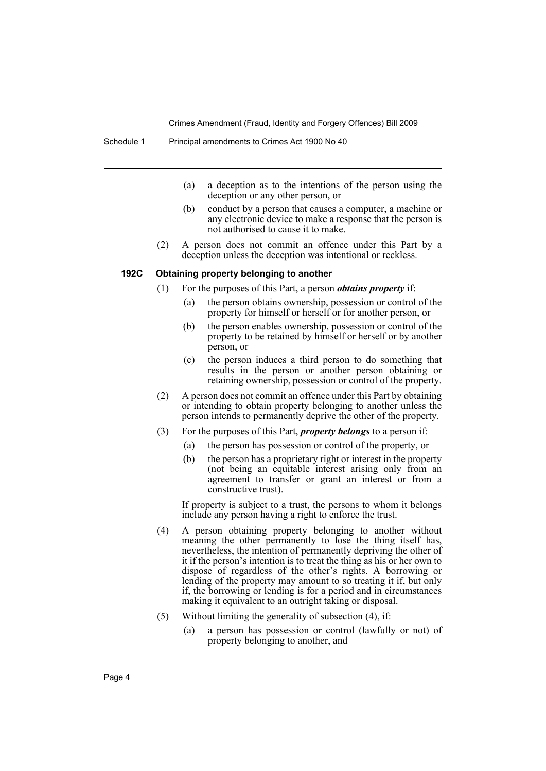(a) a deception as to the intentions of the person using the deception or any other person, or

(b) conduct by a person that causes a computer, a machine or any electronic device to make a response that the person is not authorised to cause it to make.

(2) A person does not commit an offence under this Part by a deception unless the deception was intentional or reckless.

### 192C Obtaining property belonging to another

(1) For the purposes of this Part, a person ***obtains property*** if:

(a) the person obtains ownership, possession or control of the property for himself or herself or for another person, or

(b) the person enables ownership, possession or control of the property to be retained by himself or herself or by another person, or

(c) the person induces a third person to do something that results in the person or another person obtaining or retaining ownership, possession or control of the property.

(2) A person does not commit an offence under this Part by obtaining or intending to obtain property belonging to another unless the person intends to permanently deprive the other of the property.

(3) For the purposes of this Part, ***property belongs*** to a person if:

(a) the person has possession or control of the property, or

(b) the person has a proprietary right or interest in the property (not being an equitable interest arising only from an agreement to transfer or grant an interest or from a constructive trust).

If property is subject to a trust, the persons to whom it belongs include any person having a right to enforce the trust.

(4) A person obtaining property belonging to another without meaning the other permanently to lose the thing itself has, nevertheless, the intention of permanently depriving the other of it if the person's intention is to treat the thing as his or her own to dispose of regardless of the other's rights. A borrowing or lending of the property may amount to so treating it if, but only if, the borrowing or lending is for a period and in circumstances making it equivalent to an outright taking or disposal.

(5) Without limiting the generality of subsection (4), if:

(a) a person has possession or control (lawfully or not) of property belonging to another, and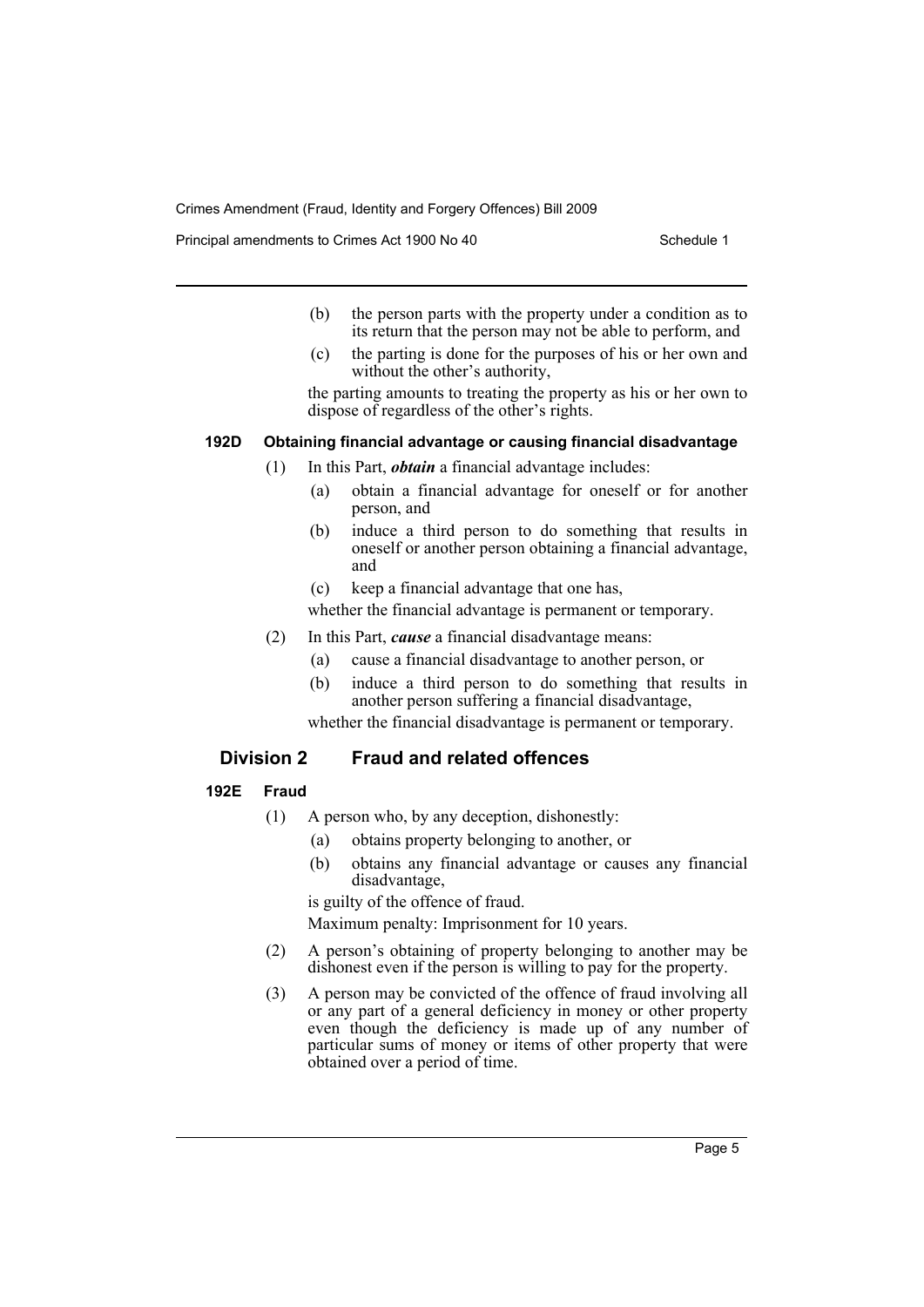(b) the person parts with the property under a condition as to its return that the person may not be able to perform, and

(c) the parting is done for the purposes of his or her own and without the other's authority,

the parting amounts to treating the property as his or her own to dispose of regardless of the other's rights.

#### 192D Obtaining financial advantage or causing financial disadvantage

(1) In this Part, ***obtain*** a financial advantage includes:

(a) obtain a financial advantage for oneself or for another person, and

(b) induce a third person to do something that results in oneself or another person obtaining a financial advantage, and

(c) keep a financial advantage that one has,

whether the financial advantage is permanent or temporary.

(2) In this Part, ***cause*** a financial disadvantage means:

(a) cause a financial disadvantage to another person, or

(b) induce a third person to do something that results in another person suffering a financial disadvantage,

whether the financial disadvantage is permanent or temporary.

### Division 2 Fraud and related offences

#### 192E Fraud

(1) A person who, by any deception, dishonestly:

(a) obtains property belonging to another, or

(b) obtains any financial advantage or causes any financial disadvantage,

is guilty of the offence of fraud.

Maximum penalty: Imprisonment for 10 years.

(2) A person's obtaining of property belonging to another may be dishonest even if the person is willing to pay for the property.

(3) A person may be convicted of the offence of fraud involving all or any part of a general deficiency in money or other property even though the deficiency is made up of any number of particular sums of money or items of other property that were obtained over a period of time.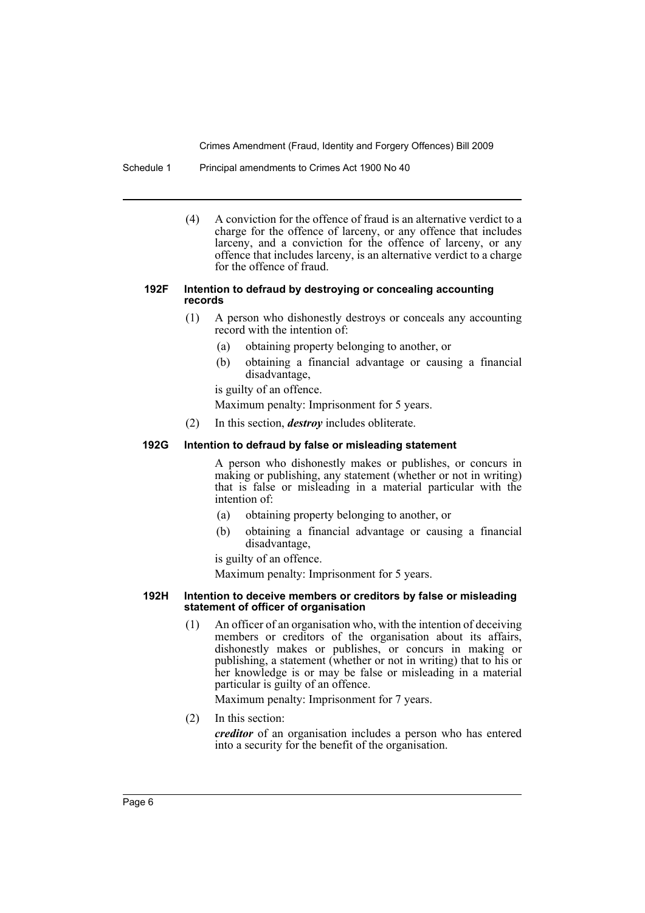(4) A conviction for the offence of fraud is an alternative verdict to a charge for the offence of larceny, or any offence that includes larceny, and a conviction for the offence of larceny, or any offence that includes larceny, is an alternative verdict to a charge for the offence of fraud.

#### 192F Intention to defraud by destroying or concealing accounting records

(1) A person who dishonestly destroys or conceals any accounting record with the intention of:

- (a) obtaining property belonging to another, or
- (b) obtaining a financial advantage or causing a financial disadvantage,

is guilty of an offence.

Maximum penalty: Imprisonment for 5 years.

(2) In this section, ***destroy*** includes obliterate.

#### 192G Intention to defraud by false or misleading statement

A person who dishonestly makes or publishes, or concurs in making or publishing, any statement (whether or not in writing) that is false or misleading in a material particular with the intention of:

- (a) obtaining property belonging to another, or
- (b) obtaining a financial advantage or causing a financial disadvantage,

is guilty of an offence.

Maximum penalty: Imprisonment for 5 years.

#### 192H Intention to deceive members or creditors by false or misleading statement of officer of organisation

(1) An officer of an organisation who, with the intention of deceiving members or creditors of the organisation about its affairs, dishonestly makes or publishes, or concurs in making or publishing, a statement (whether or not in writing) that to his or her knowledge is or may be false or misleading in a material particular is guilty of an offence.

Maximum penalty: Imprisonment for 7 years.

(2) In this section:

***creditor*** of an organisation includes a person who has entered into a security for the benefit of the organisation.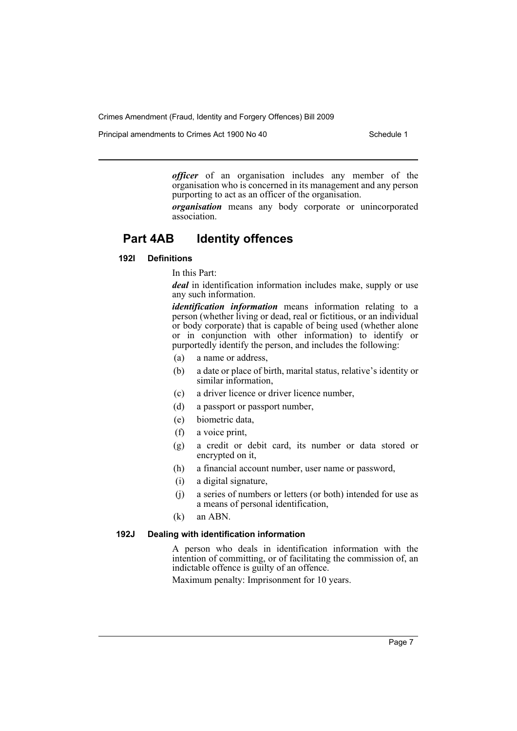***officer*** of an organisation includes any member of the organisation who is concerned in its management and any person purporting to act as an officer of the organisation.

***organisation*** means any body corporate or unincorporated association.

## Part 4AB Identity offences

### 192I Definitions

In this Part:

***deal*** in identification information includes make, supply or use any such information.

***identification information*** means information relating to a person (whether living or dead, real or fictitious, or an individual or body corporate) that is capable of being used (whether alone or in conjunction with other information) to identify or purportedly identify the person, and includes the following:

(a) a name or address,

(b) a date or place of birth, marital status, relative's identity or similar information,

(c) a driver licence or driver licence number,

(d) a passport or passport number,

(e) biometric data,

(f) a voice print,

(g) a credit or debit card, its number or data stored or encrypted on it,

(h) a financial account number, user name or password,

(i) a digital signature,

(j) a series of numbers or letters (or both) intended for use as a means of personal identification,

(k) an ABN.

### 192J Dealing with identification information

A person who deals in identification information with the intention of committing, or of facilitating the commission of, an indictable offence is guilty of an offence.

Maximum penalty: Imprisonment for 10 years.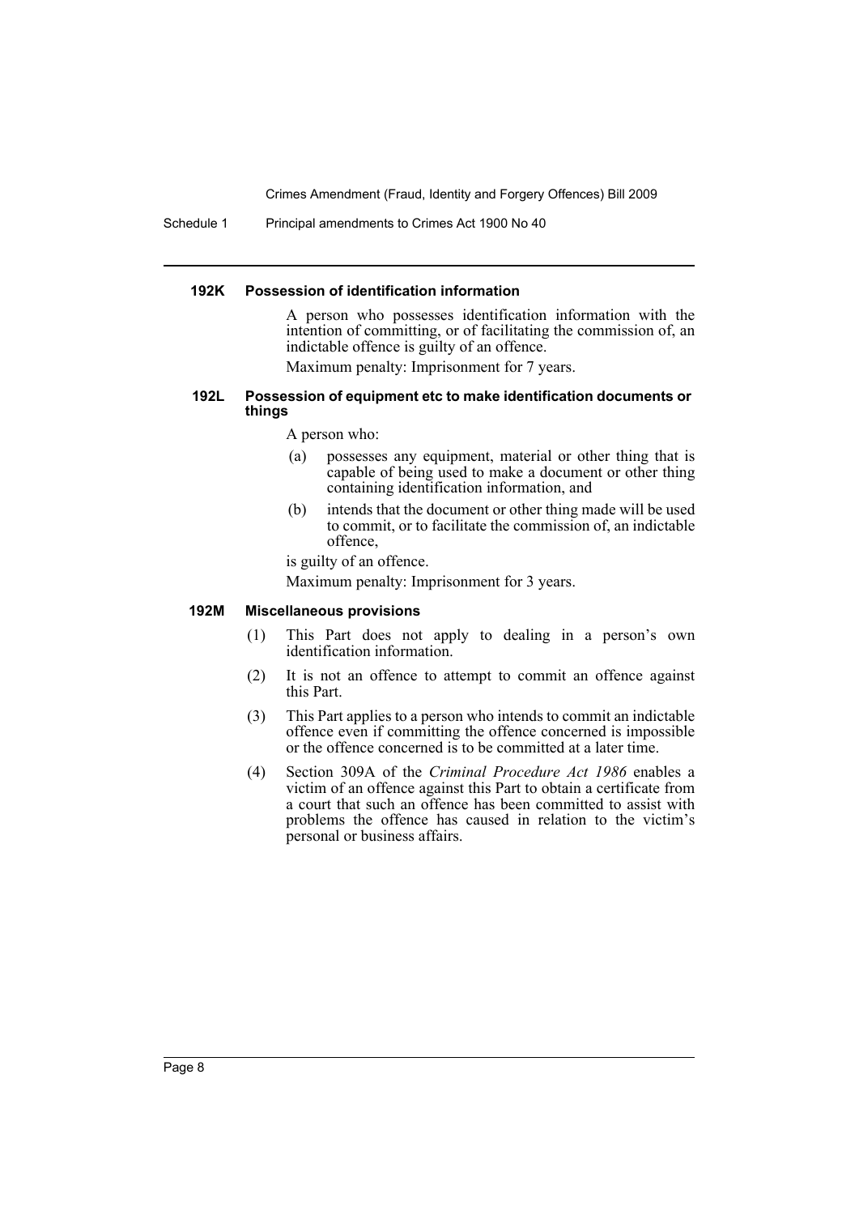#### 192K Possession of identification information

A person who possesses identification information with the intention of committing, or of facilitating the commission of, an indictable offence is guilty of an offence.

Maximum penalty: Imprisonment for 7 years.

#### 192L Possession of equipment etc to make identification documents or things

A person who:

(a) possesses any equipment, material or other thing that is capable of being used to make a document or other thing containing identification information, and

(b) intends that the document or other thing made will be used to commit, or to facilitate the commission of, an indictable offence,

is guilty of an offence.

Maximum penalty: Imprisonment for 3 years.

#### 192M Miscellaneous provisions

(1) This Part does not apply to dealing in a person's own identification information.

(2) It is not an offence to attempt to commit an offence against this Part.

(3) This Part applies to a person who intends to commit an indictable offence even if committing the offence concerned is impossible or the offence concerned is to be committed at a later time.

(4) Section 309A of the *Criminal Procedure Act 1986* enables a victim of an offence against this Part to obtain a certificate from a court that such an offence has been committed to assist with problems the offence has caused in relation to the victim's personal or business affairs.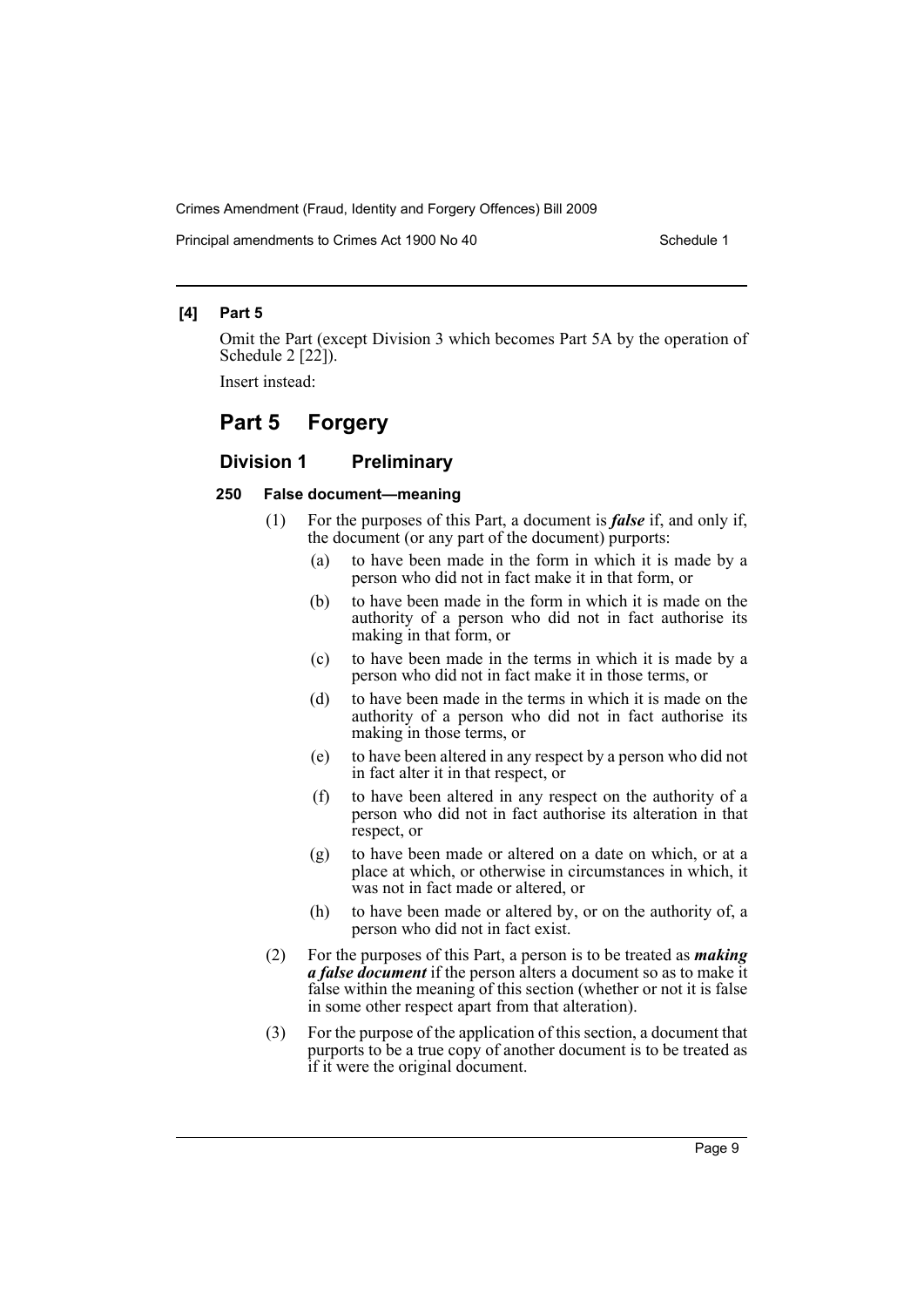**[4] Part 5**

Omit the Part (except Division 3 which becomes Part 5A by the operation of Schedule 2 [22]).

Insert instead:

# Part 5 Forgery

## Division 1 Preliminary

### 250 False document—meaning

(1) For the purposes of this Part, a document is ***false*** if, and only if, the document (or any part of the document) purports:

- (a) to have been made in the form in which it is made by a person who did not in fact make it in that form, or
- (b) to have been made in the form in which it is made on the authority of a person who did not in fact authorise its making in that form, or
- (c) to have been made in the terms in which it is made by a person who did not in fact make it in those terms, or
- (d) to have been made in the terms in which it is made on the authority of a person who did not in fact authorise its making in those terms, or
- (e) to have been altered in any respect by a person who did not in fact alter it in that respect, or
- (f) to have been altered in any respect on the authority of a person who did not in fact authorise its alteration in that respect, or
- (g) to have been made or altered on a date on which, or at a place at which, or otherwise in circumstances in which, it was not in fact made or altered, or
- (h) to have been made or altered by, or on the authority of, a person who did not in fact exist.

(2) For the purposes of this Part, a person is to be treated as ***making a false document*** if the person alters a document so as to make it false within the meaning of this section (whether or not it is false in some other respect apart from that alteration).

(3) For the purpose of the application of this section, a document that purports to be a true copy of another document is to be treated as if it were the original document.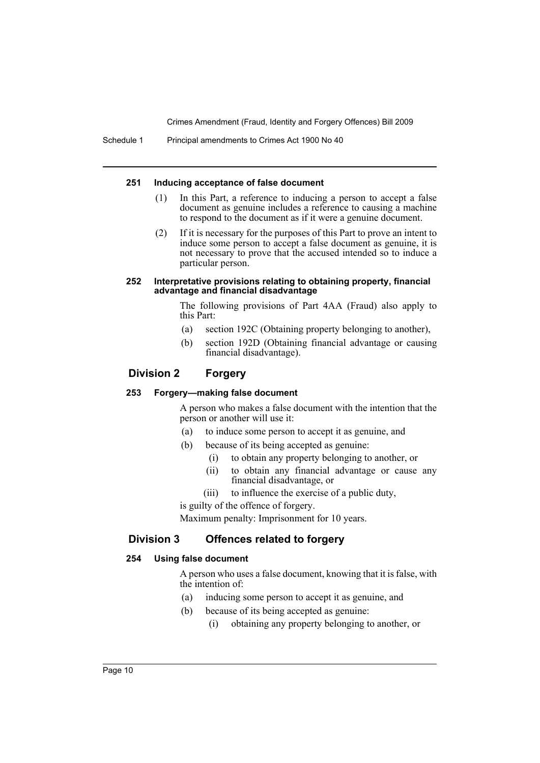#### 251 Inducing acceptance of false document

(1) In this Part, a reference to inducing a person to accept a false document as genuine includes a reference to causing a machine to respond to the document as if it were a genuine document.

(2) If it is necessary for the purposes of this Part to prove an intent to induce some person to accept a false document as genuine, it is not necessary to prove that the accused intended so to induce a particular person.

#### 252 Interpretative provisions relating to obtaining property, financial advantage and financial disadvantage

The following provisions of Part 4AA (Fraud) also apply to this Part:

(a) section 192C (Obtaining property belonging to another),

(b) section 192D (Obtaining financial advantage or causing financial disadvantage).

### Division 2 Forgery

#### 253 Forgery—making false document

A person who makes a false document with the intention that the person or another will use it:

(a) to induce some person to accept it as genuine, and

(b) because of its being accepted as genuine:

(i) to obtain any property belonging to another, or

(ii) to obtain any financial advantage or cause any financial disadvantage, or

(iii) to influence the exercise of a public duty,

is guilty of the offence of forgery.

Maximum penalty: Imprisonment for 10 years.

### Division 3 Offences related to forgery

#### 254 Using false document

A person who uses a false document, knowing that it is false, with the intention of:

(a) inducing some person to accept it as genuine, and

(b) because of its being accepted as genuine:

(i) obtaining any property belonging to another, or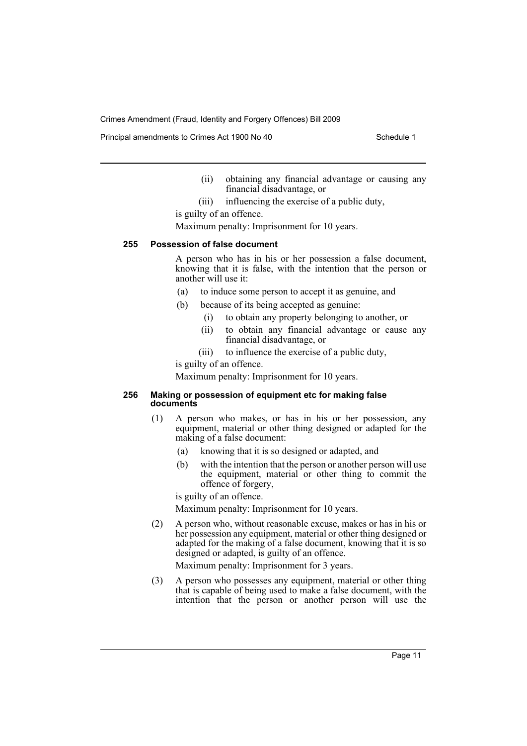(ii) obtaining any financial advantage or causing any financial disadvantage, or

(iii) influencing the exercise of a public duty,

is guilty of an offence.

Maximum penalty: Imprisonment for 10 years.

### 255 Possession of false document

A person who has in his or her possession a false document, knowing that it is false, with the intention that the person or another will use it:

(a) to induce some person to accept it as genuine, and

(b) because of its being accepted as genuine:

(i) to obtain any property belonging to another, or

(ii) to obtain any financial advantage or cause any financial disadvantage, or

(iii) to influence the exercise of a public duty,

is guilty of an offence.

Maximum penalty: Imprisonment for 10 years.

### 256 Making or possession of equipment etc for making false documents

(1) A person who makes, or has in his or her possession, any equipment, material or other thing designed or adapted for the making of a false document:

(a) knowing that it is so designed or adapted, and

(b) with the intention that the person or another person will use the equipment, material or other thing to commit the offence of forgery,

is guilty of an offence.

Maximum penalty: Imprisonment for 10 years.

(2) A person who, without reasonable excuse, makes or has in his or her possession any equipment, material or other thing designed or adapted for the making of a false document, knowing that it is so designed or adapted, is guilty of an offence.

Maximum penalty: Imprisonment for 3 years.

(3) A person who possesses any equipment, material or other thing that is capable of being used to make a false document, with the intention that the person or another person will use the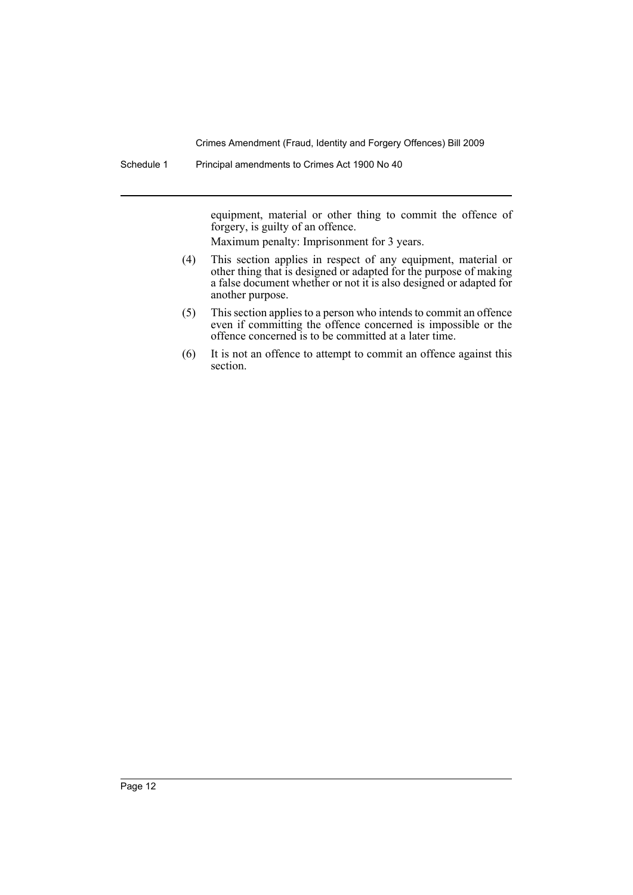equipment, material or other thing to commit the offence of forgery, is guilty of an offence.

Maximum penalty: Imprisonment for 3 years.

(4) This section applies in respect of any equipment, material or other thing that is designed or adapted for the purpose of making a false document whether or not it is also designed or adapted for another purpose.

(5) This section applies to a person who intends to commit an offence even if committing the offence concerned is impossible or the offence concerned is to be committed at a later time.

(6) It is not an offence to attempt to commit an offence against this section.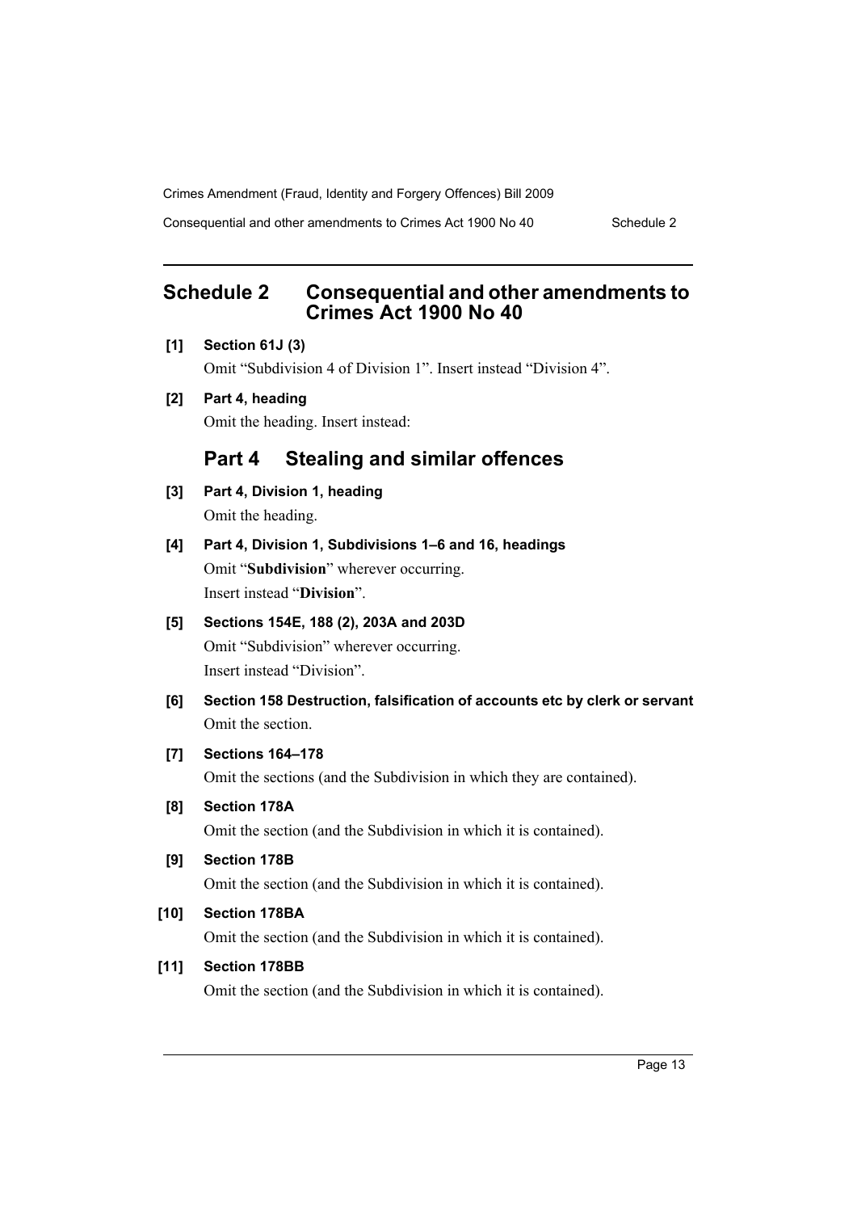## Schedule 2 Consequential and other amendments to Crimes Act 1900 No 40

**[1] Section 61J (3)**

Omit "Subdivision 4 of Division 1". Insert instead "Division 4".

**[2] Part 4, heading**

Omit the heading. Insert instead:

### Part 4 Stealing and similar offences

**[3] Part 4, Division 1, heading**

Omit the heading.

**[4] Part 4, Division 1, Subdivisions 1–6 and 16, headings**

Omit "**Subdivision**" wherever occurring.

Insert instead "**Division**".

**[5] Sections 154E, 188 (2), 203A and 203D**

Omit "Subdivision" wherever occurring.

Insert instead "Division".

**[6] Section 158 Destruction, falsification of accounts etc by clerk or servant**

Omit the section.

**[7] Sections 164–178**

Omit the sections (and the Subdivision in which they are contained).

**[8] Section 178A**

Omit the section (and the Subdivision in which it is contained).

**[9] Section 178B**

Omit the section (and the Subdivision in which it is contained).

**[10] Section 178BA**

Omit the section (and the Subdivision in which it is contained).

**[11] Section 178BB**

Omit the section (and the Subdivision in which it is contained).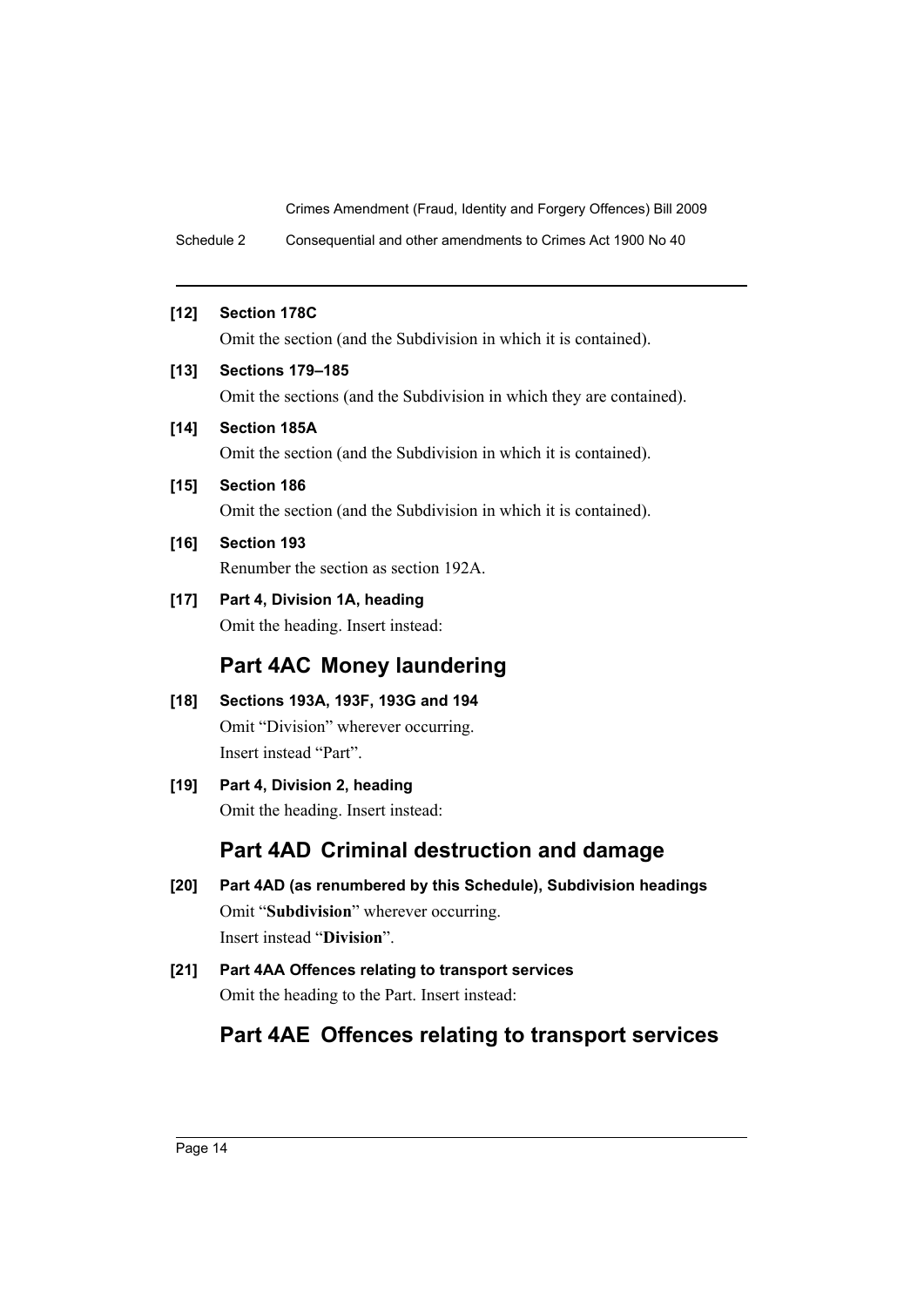**[12] Section 178C**

Omit the section (and the Subdivision in which it is contained).

**[13] Sections 179–185**

Omit the sections (and the Subdivision in which they are contained).

**[14] Section 185A**

Omit the section (and the Subdivision in which it is contained).

**[15] Section 186**

Omit the section (and the Subdivision in which it is contained).

**[16] Section 193**

Renumber the section as section 192A.

**[17] Part 4, Division 1A, heading**

Omit the heading. Insert instead:

## Part 4AC Money laundering

**[18] Sections 193A, 193F, 193G and 194**

Omit "Division" wherever occurring.

Insert instead "Part".

**[19] Part 4, Division 2, heading**

Omit the heading. Insert instead:

## Part 4AD Criminal destruction and damage

**[20] Part 4AD (as renumbered by this Schedule), Subdivision headings**

Omit "**Subdivision**" wherever occurring.

Insert instead "**Division**".

**[21] Part 4AA Offences relating to transport services**

Omit the heading to the Part. Insert instead:

## Part 4AE Offences relating to transport services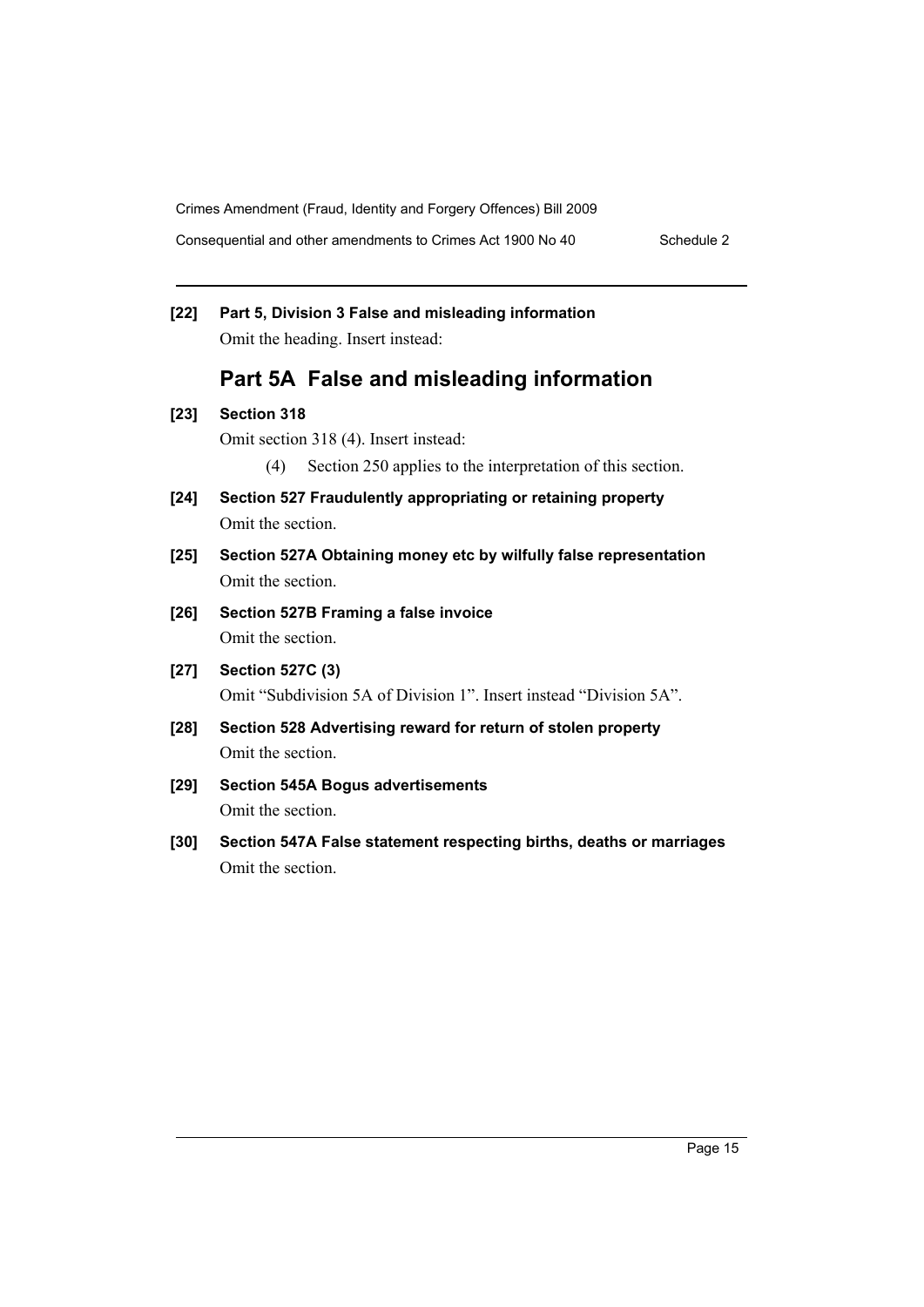**[22] Part 5, Division 3 False and misleading information**

Omit the heading. Insert instead:

## Part 5A False and misleading information

**[23] Section 318**

Omit section 318 (4). Insert instead:

(4) Section 250 applies to the interpretation of this section.

**[24] Section 527 Fraudulently appropriating or retaining property**

Omit the section.

**[25] Section 527A Obtaining money etc by wilfully false representation**

Omit the section.

**[26] Section 527B Framing a false invoice**

Omit the section.

**[27] Section 527C (3)**

Omit "Subdivision 5A of Division 1". Insert instead "Division 5A".

**[28] Section 528 Advertising reward for return of stolen property**

Omit the section.

**[29] Section 545A Bogus advertisements**

Omit the section.

**[30] Section 547A False statement respecting births, deaths or marriages**

Omit the section.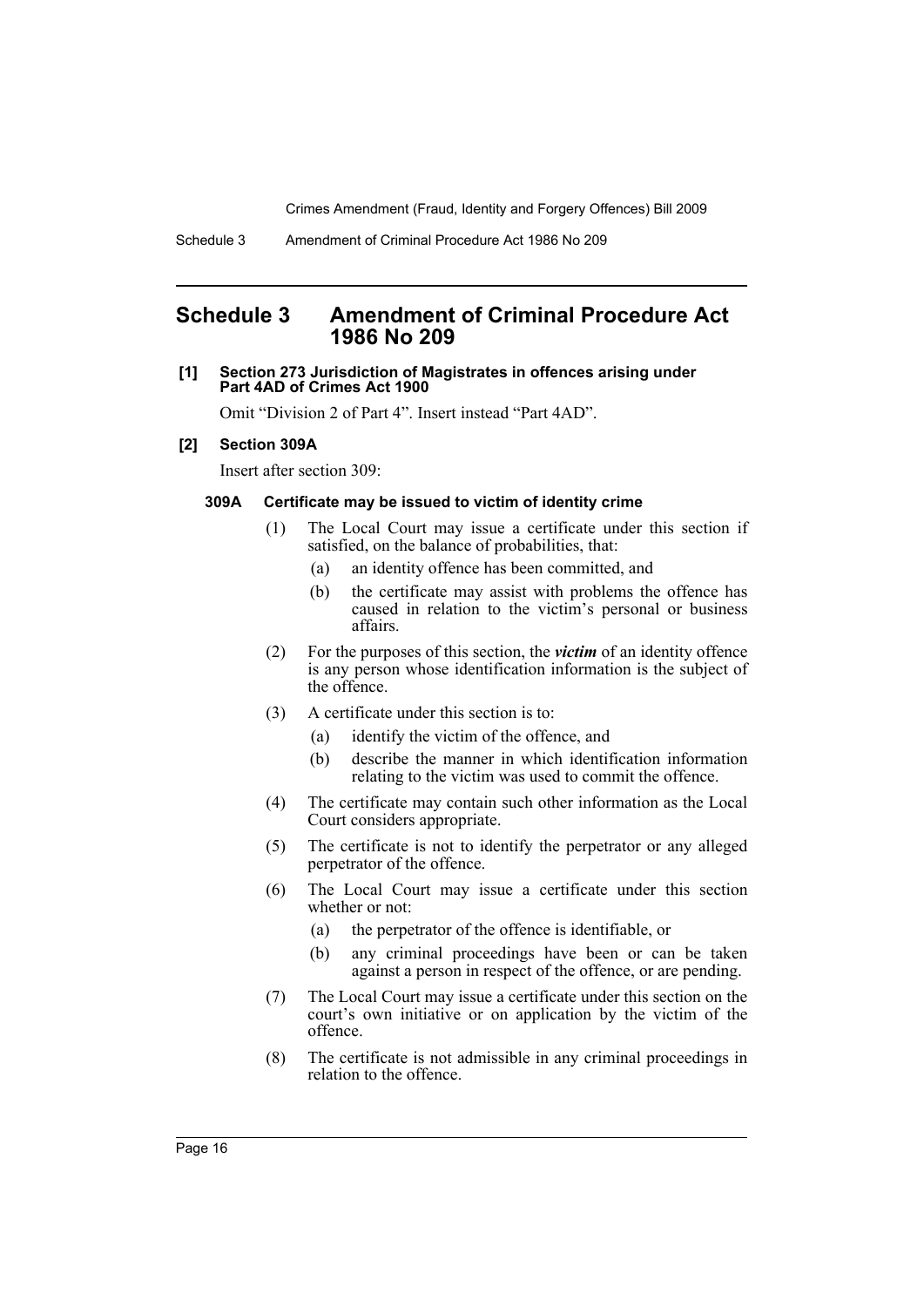## Schedule 3 Amendment of Criminal Procedure Act 1986 No 209

**[1] Section 273 Jurisdiction of Magistrates in offences arising under Part 4AD of Crimes Act 1900**

Omit "Division 2 of Part 4". Insert instead "Part 4AD".

**[2] Section 309A**

Insert after section 309:

**309A Certificate may be issued to victim of identity crime**

(1) The Local Court may issue a certificate under this section if satisfied, on the balance of probabilities, that:

(a) an identity offence has been committed, and

(b) the certificate may assist with problems the offence has caused in relation to the victim's personal or business affairs.

(2) For the purposes of this section, the ***victim*** of an identity offence is any person whose identification information is the subject of the offence.

(3) A certificate under this section is to:

(a) identify the victim of the offence, and

(b) describe the manner in which identification information relating to the victim was used to commit the offence.

(4) The certificate may contain such other information as the Local Court considers appropriate.

(5) The certificate is not to identify the perpetrator or any alleged perpetrator of the offence.

(6) The Local Court may issue a certificate under this section whether or not:

(a) the perpetrator of the offence is identifiable, or

(b) any criminal proceedings have been or can be taken against a person in respect of the offence, or are pending.

(7) The Local Court may issue a certificate under this section on the court's own initiative or on application by the victim of the offence.

(8) The certificate is not admissible in any criminal proceedings in relation to the offence.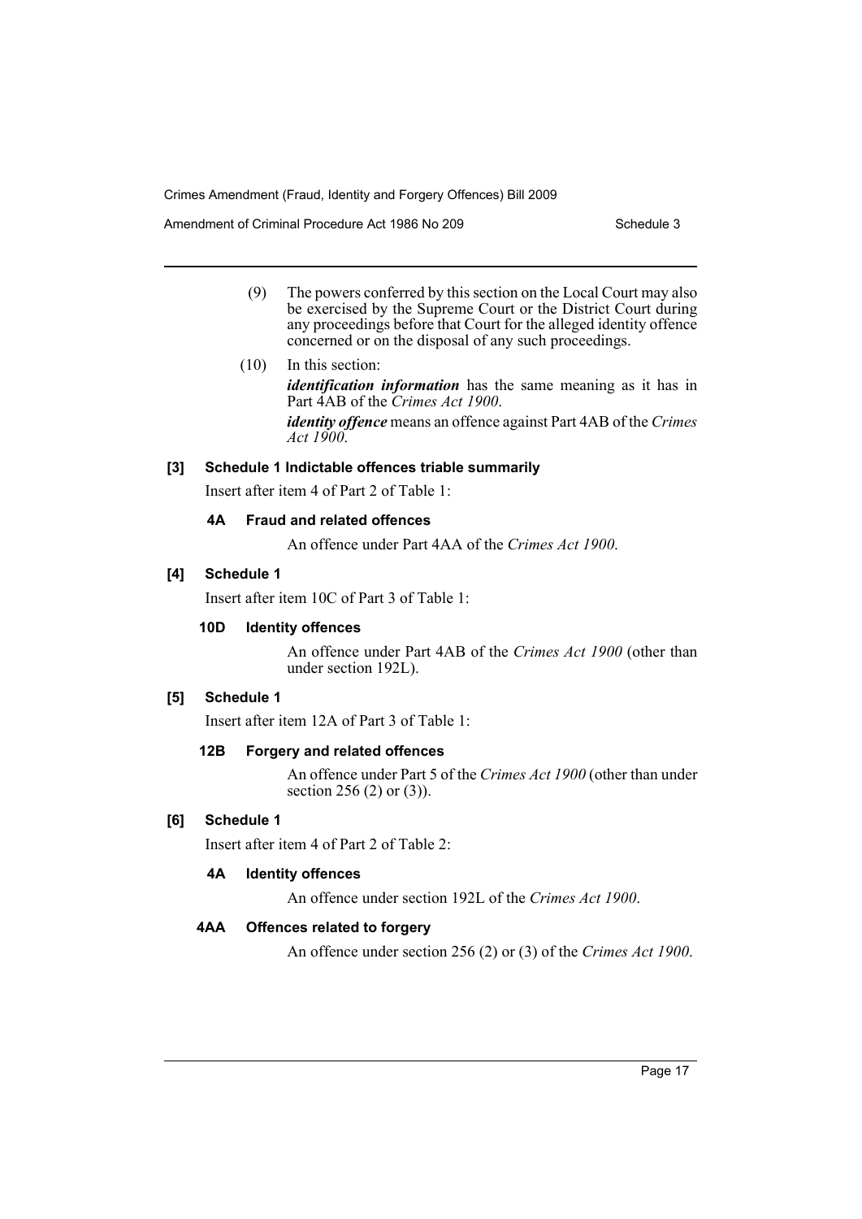(9) The powers conferred by this section on the Local Court may also be exercised by the Supreme Court or the District Court during any proceedings before that Court for the alleged identity offence concerned or on the disposal of any such proceedings.

(10) In this section:

***identification information*** has the same meaning as it has in Part 4AB of the *Crimes Act 1900*.

***identity offence*** means an offence against Part 4AB of the *Crimes Act 1900*.

**[3] Schedule 1 Indictable offences triable summarily**

Insert after item 4 of Part 2 of Table 1:

**4A Fraud and related offences**

An offence under Part 4AA of the *Crimes Act 1900*.

**[4] Schedule 1**

Insert after item 10C of Part 3 of Table 1:

**10D Identity offences**

An offence under Part 4AB of the *Crimes Act 1900* (other than under section 192L).

**[5] Schedule 1**

Insert after item 12A of Part 3 of Table 1:

**12B Forgery and related offences**

An offence under Part 5 of the *Crimes Act 1900* (other than under section 256 (2) or (3)).

**[6] Schedule 1**

Insert after item 4 of Part 2 of Table 2:

**4A Identity offences**

An offence under section 192L of the *Crimes Act 1900*.

**4AA Offences related to forgery**

An offence under section 256 (2) or (3) of the *Crimes Act 1900*.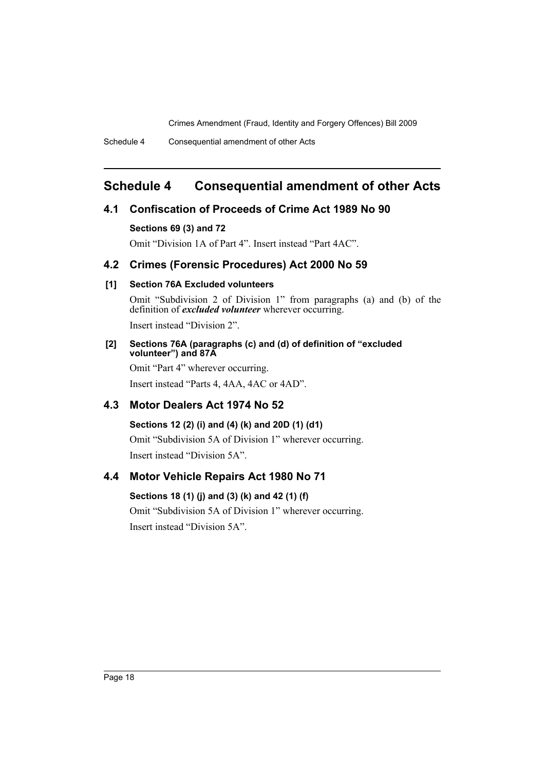# Schedule 4 Consequential amendment of other Acts

## 4.1 Confiscation of Proceeds of Crime Act 1989 No 90

### Sections 69 (3) and 72

Omit "Division 1A of Part 4". Insert instead "Part 4AC".

## 4.2 Crimes (Forensic Procedures) Act 2000 No 59

### [1] Section 76A Excluded volunteers

Omit "Subdivision 2 of Division 1" from paragraphs (a) and (b) of the definition of ***excluded volunteer*** wherever occurring.

Insert instead "Division 2".

### [2] Sections 76A (paragraphs (c) and (d) of definition of "excluded volunteer") and 87A

Omit "Part 4" wherever occurring.

Insert instead "Parts 4, 4AA, 4AC or 4AD".

## 4.3 Motor Dealers Act 1974 No 52

### Sections 12 (2) (i) and (4) (k) and 20D (1) (d1)

Omit "Subdivision 5A of Division 1" wherever occurring.

Insert instead "Division 5A".

## 4.4 Motor Vehicle Repairs Act 1980 No 71

### Sections 18 (1) (j) and (3) (k) and 42 (1) (f)

Omit "Subdivision 5A of Division 1" wherever occurring.

Insert instead "Division 5A".